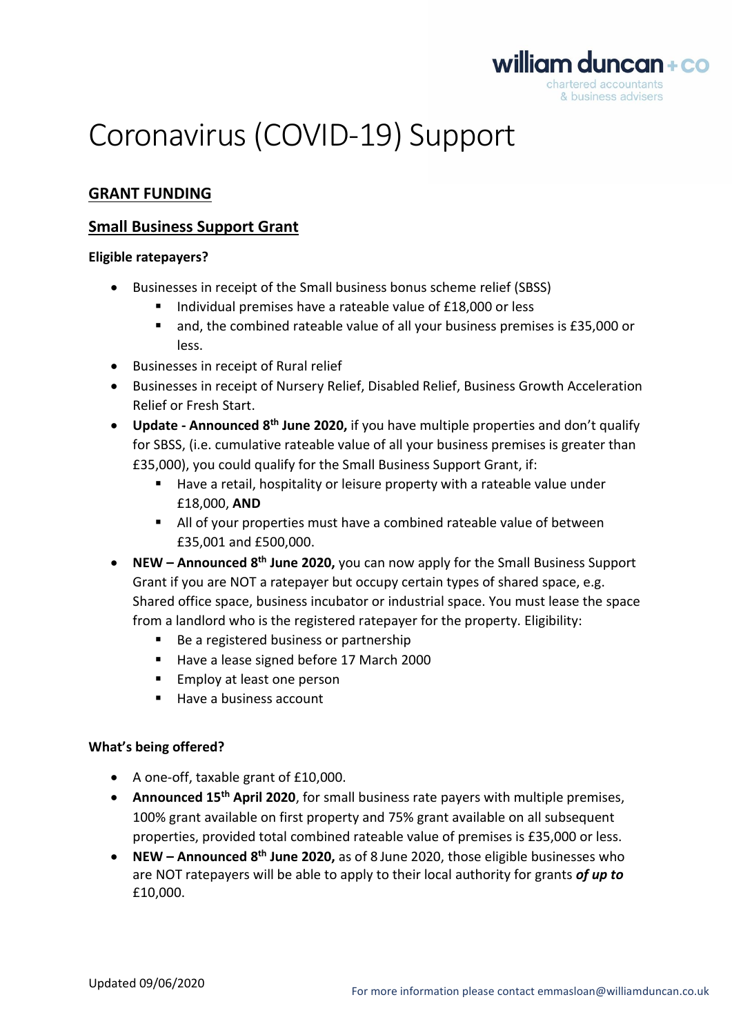# Coronavirus (COVID-19) Support

## GRANT FUNDING

### Small Business Support Grant

**Eligible ratepayers?**

- Businesses in receipt of the Small business bonus scheme relief (SBSS)
  - Individual premises have a rateable value of £18,000 or less
  - and, the combined rateable value of all your business premises is £35,000 or less.
- Businesses in receipt of Rural relief
- Businesses in receipt of Nursery Relief, Disabled Relief, Business Growth Acceleration Relief or Fresh Start.
- **Update - Announced 8th June 2020,** if you have multiple properties and don't qualify for SBSS, (i.e. cumulative rateable value of all your business premises is greater than £35,000), you could qualify for the Small Business Support Grant, if:
  - Have a retail, hospitality or leisure property with a rateable value under £18,000, **AND**
  - All of your properties must have a combined rateable value of between £35,001 and £500,000.
- **NEW – Announced 8th June 2020,** you can now apply for the Small Business Support Grant if you are NOT a ratepayer but occupy certain types of shared space, e.g. Shared office space, business incubator or industrial space. You must lease the space from a landlord who is the registered ratepayer for the property. Eligibility:
  - Be a registered business or partnership
  - Have a lease signed before 17 March 2000
  - Employ at least one person
  - Have a business account

**What's being offered?**

- A one-off, taxable grant of £10,000.
- **Announced 15th April 2020**, for small business rate payers with multiple premises, 100% grant available on first property and 75% grant available on all subsequent properties, provided total combined rateable value of premises is £35,000 or less.
- **NEW – Announced 8th June 2020,** as of 8 June 2020, those eligible businesses who are NOT ratepayers will be able to apply to their local authority for grants ***of up to*** £10,000.

Updated 09/06/2020

For more information please contact emmasloan@williamduncan.co.uk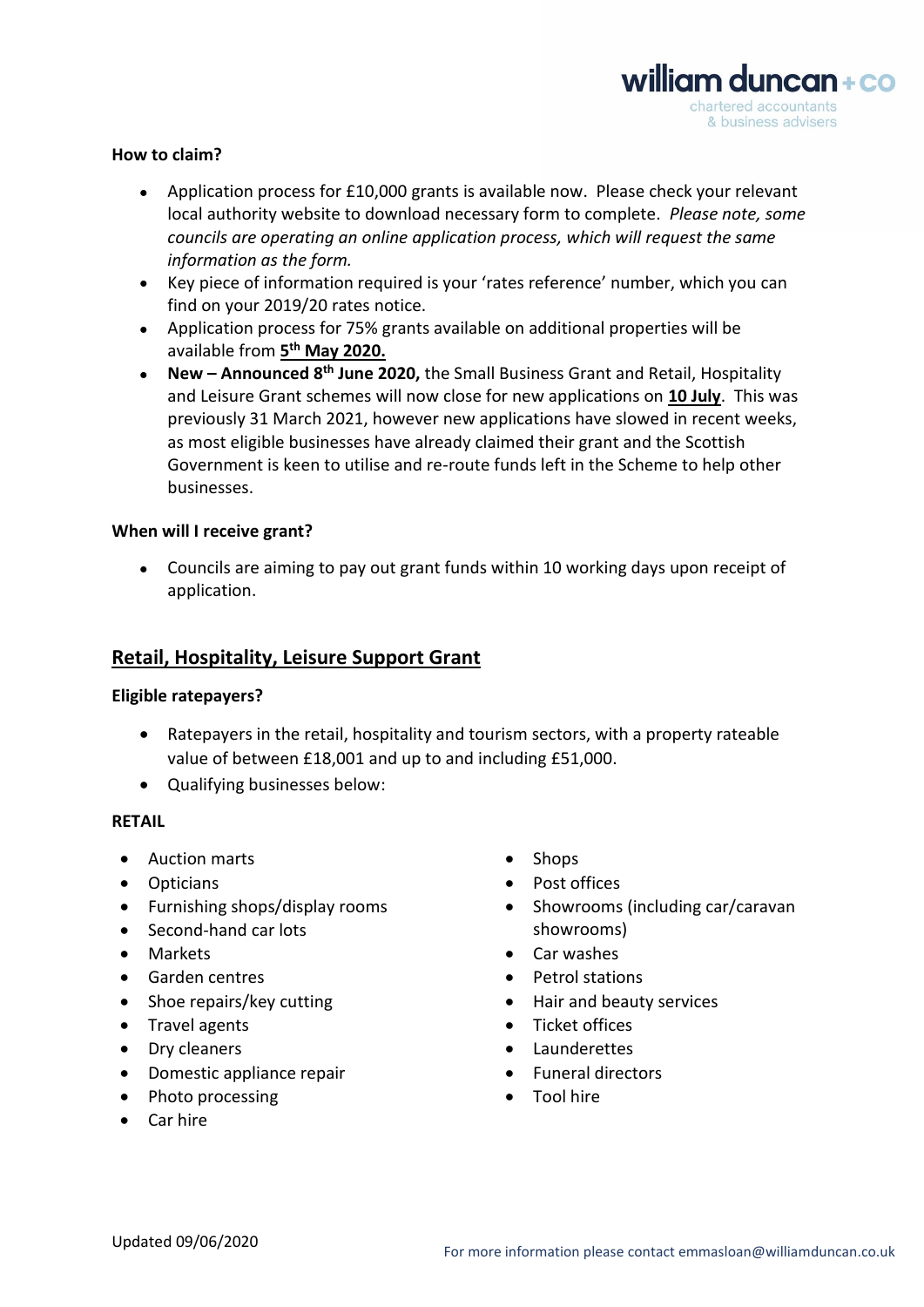**How to claim?**

- Application process for £10,000 grants is available now. Please check your relevant local authority website to download necessary form to complete. *Please note, some councils are operating an online application process, which will request the same information as the form.*
- Key piece of information required is your 'rates reference' number, which you can find on your 2019/20 rates notice.
- Application process for 75% grants available on additional properties will be available from **5th May 2020.**
- **New – Announced 8th June 2020,** the Small Business Grant and Retail, Hospitality and Leisure Grant schemes will now close for new applications on **10 July**. This was previously 31 March 2021, however new applications have slowed in recent weeks, as most eligible businesses have already claimed their grant and the Scottish Government is keen to utilise and re-route funds left in the Scheme to help other businesses.

**When will I receive grant?**

- Councils are aiming to pay out grant funds within 10 working days upon receipt of application.

## Retail, Hospitality, Leisure Support Grant

**Eligible ratepayers?**

- Ratepayers in the retail, hospitality and tourism sectors, with a property rateable value of between £18,001 and up to and including £51,000.
- Qualifying businesses below:

**RETAIL**

- Auction marts
- Opticians
- Furnishing shops/display rooms
- Second-hand car lots
- Markets
- Garden centres
- Shoe repairs/key cutting
- Travel agents
- Dry cleaners
- Domestic appliance repair
- Photo processing
- Car hire
- Shops
- Post offices
- Showrooms (including car/caravan showrooms)
- Car washes
- Petrol stations
- Hair and beauty services
- Ticket offices
- Launderettes
- Funeral directors
- Tool hire

Updated 09/06/2020

For more information please contact emmasloan@williamduncan.co.uk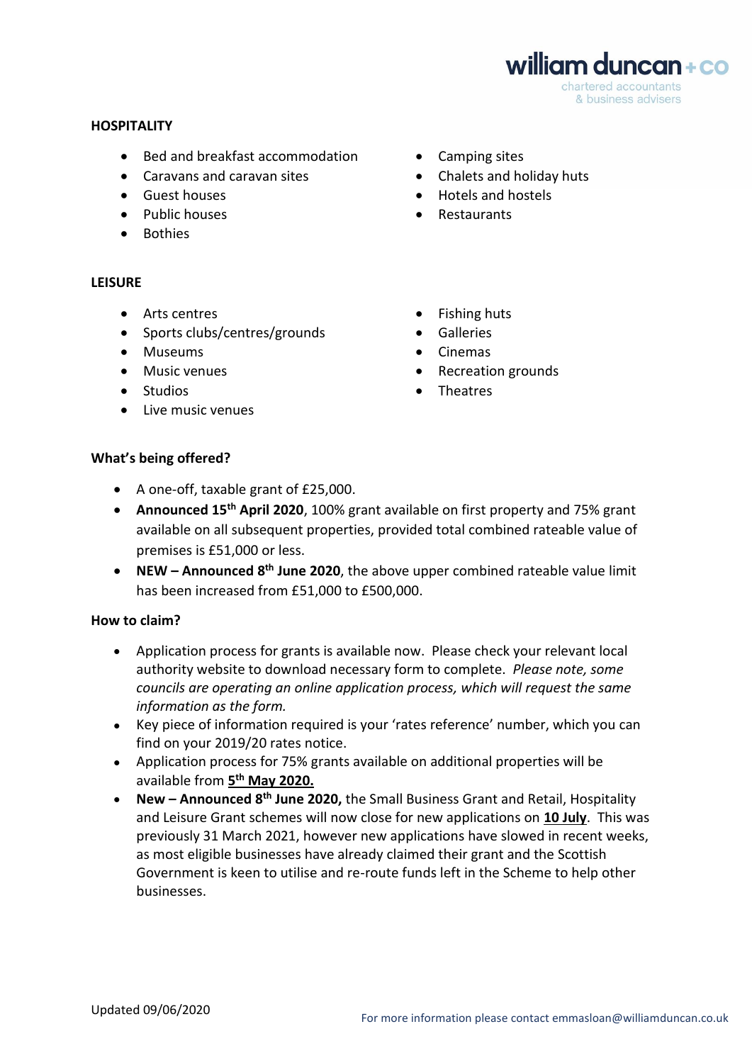**HOSPITALITY**

- Bed and breakfast accommodation
- Caravans and caravan sites
- Guest houses
- Public houses
- Bothies
- Camping sites
- Chalets and holiday huts
- Hotels and hostels
- Restaurants

**LEISURE**

- Arts centres
- Sports clubs/centres/grounds
- Museums
- Music venues
- Studios
- Live music venues
- Fishing huts
- Galleries
- Cinemas
- Recreation grounds
- Theatres

**What's being offered?**

- A one-off, taxable grant of £25,000.
- **Announced 15th April 2020**, 100% grant available on first property and 75% grant available on all subsequent properties, provided total combined rateable value of premises is £51,000 or less.
- **NEW – Announced 8th June 2020**, the above upper combined rateable value limit has been increased from £51,000 to £500,000.

**How to claim?**

- Application process for grants is available now. Please check your relevant local authority website to download necessary form to complete. *Please note, some councils are operating an online application process, which will request the same information as the form.*
- Key piece of information required is your 'rates reference' number, which you can find on your 2019/20 rates notice.
- Application process for 75% grants available on additional properties will be available from **5th May 2020.**
- **New – Announced 8th June 2020,** the Small Business Grant and Retail, Hospitality and Leisure Grant schemes will now close for new applications on **10 July**. This was previously 31 March 2021, however new applications have slowed in recent weeks, as most eligible businesses have already claimed their grant and the Scottish Government is keen to utilise and re-route funds left in the Scheme to help other businesses.

Updated 09/06/2020

For more information please contact emmasloan@williamduncan.co.uk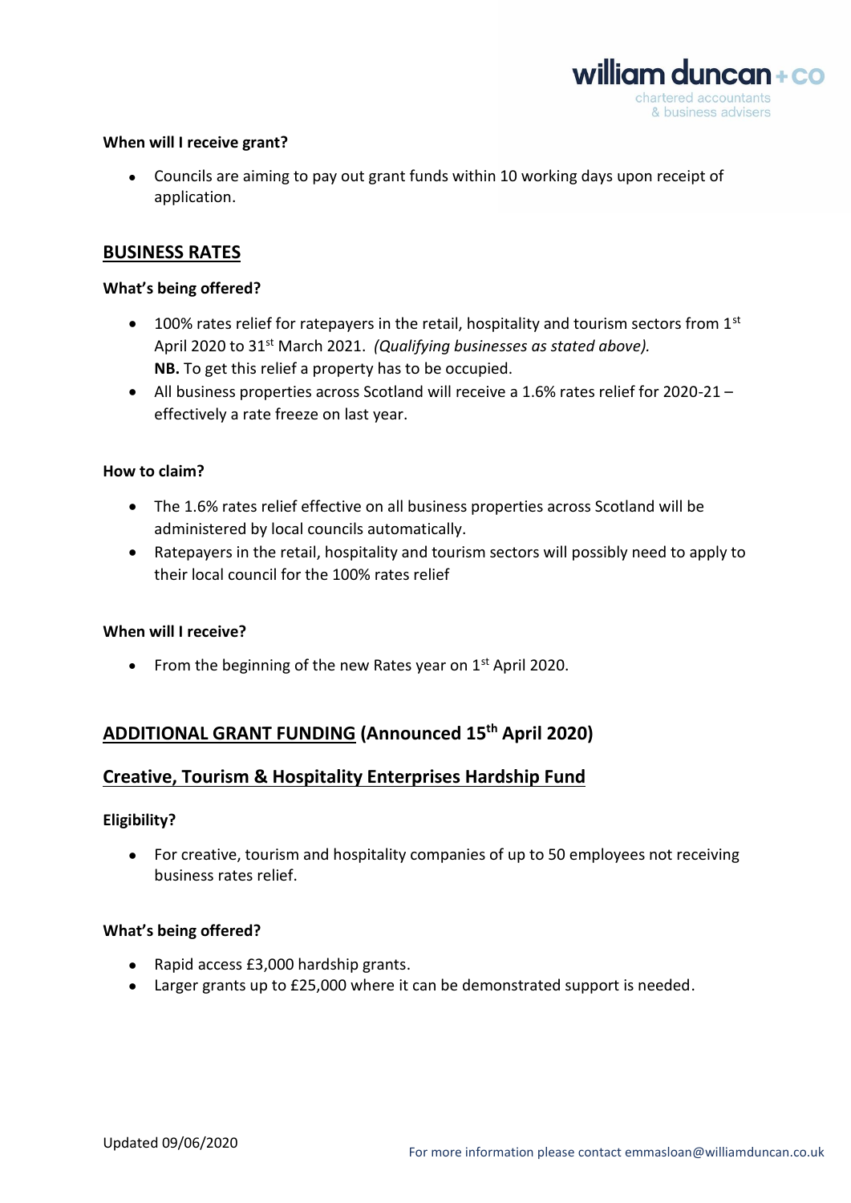**When will I receive grant?**

- Councils are aiming to pay out grant funds within 10 working days upon receipt of application.

## BUSINESS RATES

**What's being offered?**

- 100% rates relief for ratepayers in the retail, hospitality and tourism sectors from 1st April 2020 to 31st March 2021. *(Qualifying businesses as stated above).*
  **NB.** To get this relief a property has to be occupied.
- All business properties across Scotland will receive a 1.6% rates relief for 2020-21 – effectively a rate freeze on last year.

**How to claim?**

- The 1.6% rates relief effective on all business properties across Scotland will be administered by local councils automatically.
- Ratepayers in the retail, hospitality and tourism sectors will possibly need to apply to their local council for the 100% rates relief

**When will I receive?**

- From the beginning of the new Rates year on 1st April 2020.

## ADDITIONAL GRANT FUNDING (Announced 15th April 2020)

## Creative, Tourism & Hospitality Enterprises Hardship Fund

**Eligibility?**

- For creative, tourism and hospitality companies of up to 50 employees not receiving business rates relief.

**What's being offered?**

- Rapid access £3,000 hardship grants.
- Larger grants up to £25,000 where it can be demonstrated support is needed.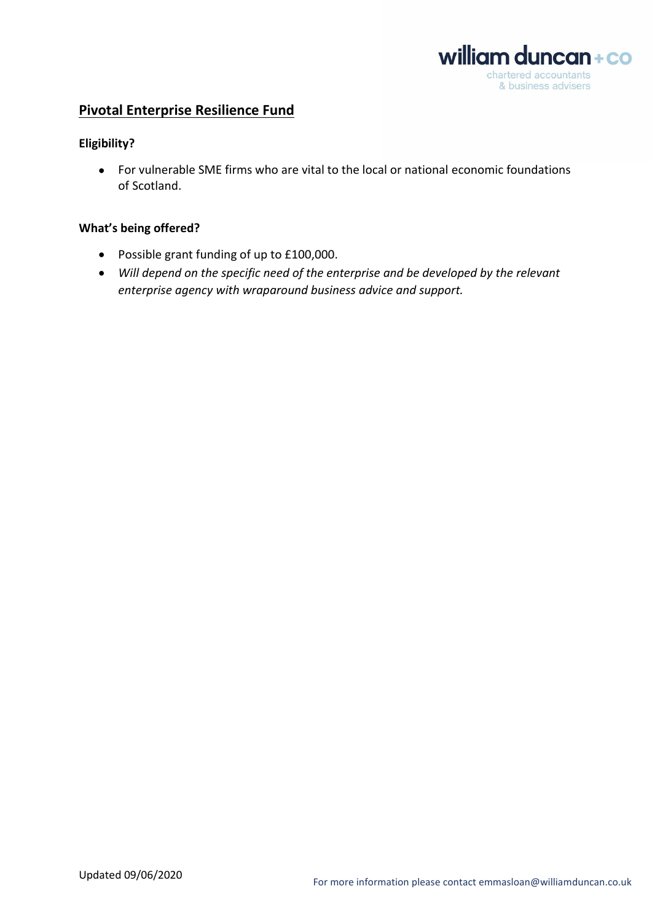## Pivotal Enterprise Resilience Fund

**Eligibility?**

- For vulnerable SME firms who are vital to the local or national economic foundations of Scotland.

**What's being offered?**

- Possible grant funding of up to £100,000.
- *Will depend on the specific need of the enterprise and be developed by the relevant enterprise agency with wraparound business advice and support.*

Updated 09/06/2020

For more information please contact emmasloan@williamduncan.co.uk